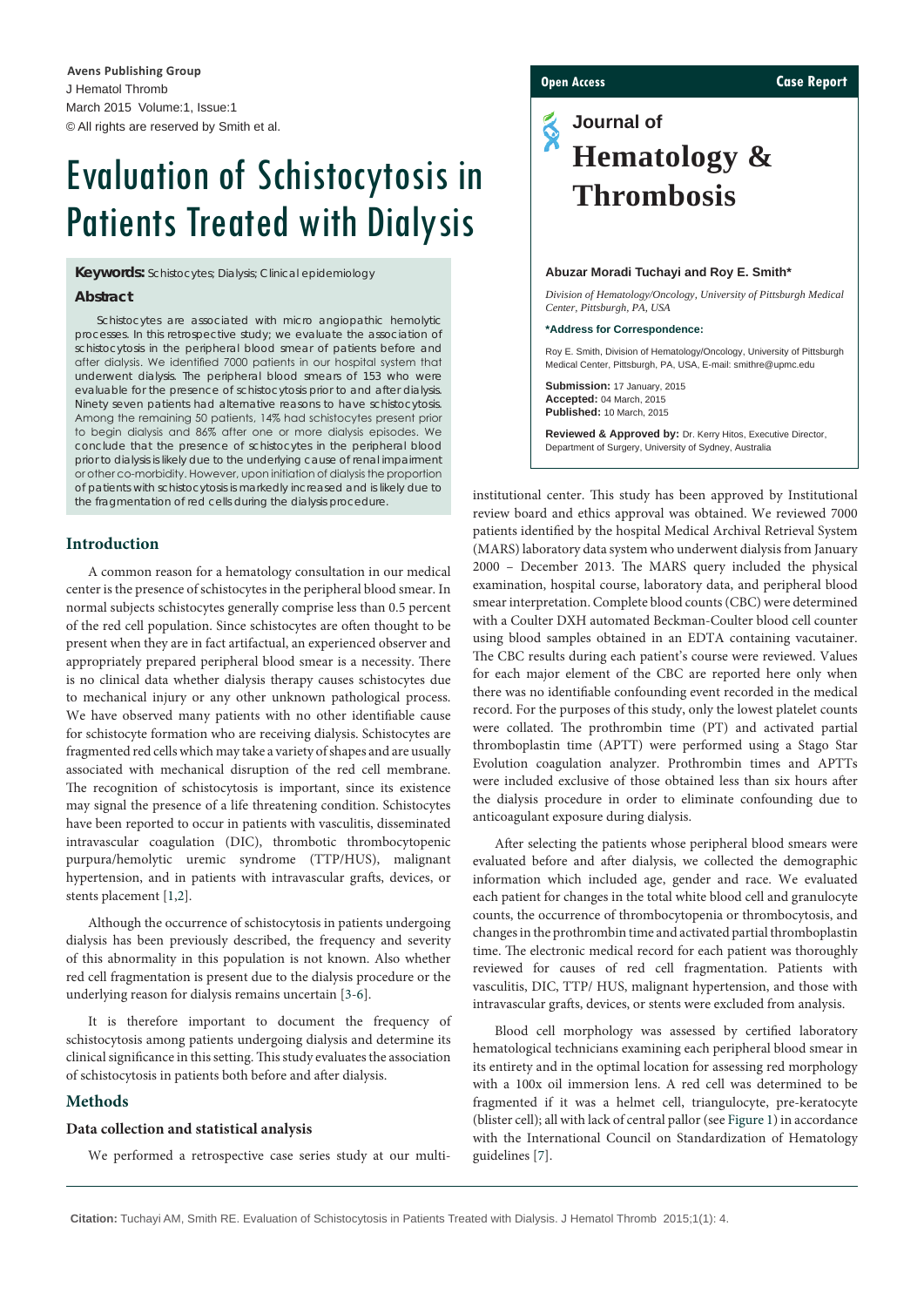# Evaluation of Schistocytosis in Patients Treated with Dialysis

**Open Access** **Case Report**

## Journal of Hematology & Thrombosis

**Abuzar Moradi Tuchayi and Roy E. Smith***

*Division of Hematology/Oncology, University of Pittsburgh Medical Center, Pittsburgh, PA, USA*

**\*Address for Correspondence:**

Roy E. Smith, Division of Hematology/Oncology, University of Pittsburgh Medical Center, Pittsburgh, PA, USA, E-mail: smithre@upmc.edu

**Submission:** 17 January, 2015
**Accepted:** 04 March, 2015
**Published:** 10 March, 2015

**Reviewed & Approved by:** Dr. Kerry Hitos, Executive Director, Department of Surgery, University of Sydney, Australia

**Keywords:** Schistocytes; Dialysis; Clinical epidemiology

### Abstract

Schistocytes are associated with micro angiopathic hemolytic processes. In this retrospective study; we evaluate the association of schistocytosis in the peripheral blood smear of patients before and after dialysis. We identified 7000 patients in our hospital system that underwent dialysis. The peripheral blood smears of 153 who were evaluable for the presence of schistocytosis prior to and after dialysis. Ninety seven patients had alternative reasons to have schistocytosis. Among the remaining 50 patients, 14% had schistocytes present prior to begin dialysis and 86% after one or more dialysis episodes. We conclude that the presence of schistocytes in the peripheral blood prior to dialysis is likely due to the underlying cause of renal impairment or other co-morbidity. However, upon initiation of dialysis the proportion of patients with schistocytosis is markedly increased and is likely due to the fragmentation of red cells during the dialysis procedure.

## Introduction

A common reason for a hematology consultation in our medical center is the presence of schistocytes in the peripheral blood smear. In normal subjects schistocytes generally comprise less than 0.5 percent of the red cell population. Since schistocytes are often thought to be present when they are in fact artifactual, an experienced observer and appropriately prepared peripheral blood smear is a necessity. There is no clinical data whether dialysis therapy causes schistocytes due to mechanical injury or any other unknown pathological process. We have observed many patients with no other identifiable cause for schistocyte formation who are receiving dialysis. Schistocytes are fragmented red cells which may take a variety of shapes and are usually associated with mechanical disruption of the red cell membrane. The recognition of schistocytosis is important, since its existence may signal the presence of a life threatening condition. Schistocytes have been reported to occur in patients with vasculitis, disseminated intravascular coagulation (DIC), thrombotic thrombocytopenic purpura/hemolytic uremic syndrome (TTP/HUS), malignant hypertension, and in patients with intravascular grafts, devices, or stents placement [1,2].

Although the occurrence of schistocytosis in patients undergoing dialysis has been previously described, the frequency and severity of this abnormality in this population is not known. Also whether red cell fragmentation is present due to the dialysis procedure or the underlying reason for dialysis remains uncertain [3-6].

It is therefore important to document the frequency of schistocytosis among patients undergoing dialysis and determine its clinical significance in this setting. This study evaluates the association of schistocytosis in patients both before and after dialysis.

## Methods

### Data collection and statistical analysis

We performed a retrospective case series study at our multi-institutional center. This study has been approved by Institutional review board and ethics approval was obtained. We reviewed 7000 patients identified by the hospital Medical Archival Retrieval System (MARS) laboratory data system who underwent dialysis from January 2000 – December 2013. The MARS query included the physical examination, hospital course, laboratory data, and peripheral blood smear interpretation. Complete blood counts (CBC) were determined with a Coulter DXH automated Beckman-Coulter blood cell counter using blood samples obtained in an EDTA containing vacutainer. The CBC results during each patient's course were reviewed. Values for each major element of the CBC are reported here only when there was no identifiable confounding event recorded in the medical record. For the purposes of this study, only the lowest platelet counts were collated. The prothrombin time (PT) and activated partial thromboplastin time (APTT) were performed using a Stago Star Evolution coagulation analyzer. Prothrombin times and APTTs were included exclusive of those obtained less than six hours after the dialysis procedure in order to eliminate confounding due to anticoagulant exposure during dialysis.

After selecting the patients whose peripheral blood smears were evaluated before and after dialysis, we collected the demographic information which included age, gender and race. We evaluated each patient for changes in the total white blood cell and granulocyte counts, the occurrence of thrombocytopenia or thrombocytosis, and changes in the prothrombin time and activated partial thromboplastin time. The electronic medical record for each patient was thoroughly reviewed for causes of red cell fragmentation. Patients with vasculitis, DIC, TTP/ HUS, malignant hypertension, and those with intravascular grafts, devices, or stents were excluded from analysis.

Blood cell morphology was assessed by certified laboratory hematological technicians examining each peripheral blood smear in its entirety and in the optimal location for assessing red morphology with a 100x oil immersion lens. A red cell was determined to be fragmented if it was a helmet cell, triangulocyte, pre-keratocyte (blister cell); all with lack of central pallor (see Figure 1) in accordance with the International Council on Standardization of Hematology guidelines [7].

**Citation:** Tuchayi AM, Smith RE. Evaluation of Schistocytosis in Patients Treated with Dialysis. J Hematol Thromb 2015;1(1): 4.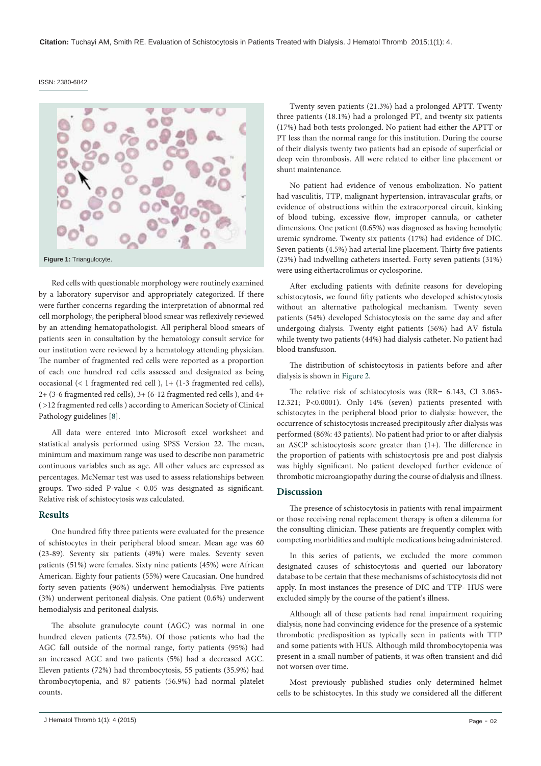Figure 1: Triangulocyte.

Red cells with questionable morphology were routinely examined by a laboratory supervisor and appropriately categorized. If there were further concerns regarding the interpretation of abnormal red cell morphology, the peripheral blood smear was reflexively reviewed by an attending hematopathologist. All peripheral blood smears of patients seen in consultation by the hematology consult service for our institution were reviewed by a hematology attending physician. The number of fragmented red cells were reported as a proportion of each one hundred red cells assessed and designated as being occasional (< 1 fragmented red cell ), 1+ (1-3 fragmented red cells), 2+ (3-6 fragmented red cells), 3+ (6-12 fragmented red cells ), and 4+ ( >12 fragmented red cells ) according to American Society of Clinical Pathology guidelines [8].

All data were entered into Microsoft excel worksheet and statistical analysis performed using SPSS Version 22. The mean, minimum and maximum range was used to describe non parametric continuous variables such as age. All other values are expressed as percentages. McNemar test was used to assess relationships between groups. Two-sided P-value < 0.05 was designated as significant. Relative risk of schistocytosis was calculated.

## Results

One hundred fifty three patients were evaluated for the presence of schistocytes in their peripheral blood smear. Mean age was 60 (23-89). Seventy six patients (49%) were males. Seventy seven patients (51%) were females. Sixty nine patients (45%) were African American. Eighty four patients (55%) were Caucasian. One hundred forty seven patients (96%) underwent hemodialysis. Five patients (3%) underwent peritoneal dialysis. One patient (0.6%) underwent hemodialysis and peritoneal dialysis.

The absolute granulocyte count (AGC) was normal in one hundred eleven patients (72.5%). Of those patients who had the AGC fall outside of the normal range, forty patients (95%) had an increased AGC and two patients (5%) had a decreased AGC. Eleven patients (72%) had thrombocytosis, 55 patients (35.9%) had thrombocytopenia, and 87 patients (56.9%) had normal platelet counts.

Twenty seven patients (21.3%) had a prolonged APTT. Twenty three patients (18.1%) had a prolonged PT, and twenty six patients (17%) had both tests prolonged. No patient had either the APTT or PT less than the normal range for this institution. During the course of their dialysis twenty two patients had an episode of superficial or deep vein thrombosis. All were related to either line placement or shunt maintenance.

No patient had evidence of venous embolization. No patient had vasculitis, TTP, malignant hypertension, intravascular grafts, or evidence of obstructions within the extracorporeal circuit, kinking of blood tubing, excessive flow, improper cannula, or catheter dimensions. One patient (0.65%) was diagnosed as having hemolytic uremic syndrome. Twenty six patients (17%) had evidence of DIC. Seven patients (4.5%) had arterial line placement. Thirty five patients (23%) had indwelling catheters inserted. Forty seven patients (31%) were using eithertacrolimus or cyclosporine.

After excluding patients with definite reasons for developing schistocytosis, we found fifty patients who developed schistocytosis without an alternative pathological mechanism. Twenty seven patients (54%) developed Schistocytosis on the same day and after undergoing dialysis. Twenty eight patients (56%) had AV fistula while twenty two patients (44%) had dialysis catheter. No patient had blood transfusion.

The distribution of schistocytosis in patients before and after dialysis is shown in Figure 2.

The relative risk of schistocytosis was (RR= 6.143, CI 3.063-12.321; P<0.0001). Only 14% (seven) patients presented with schistocytes in the peripheral blood prior to dialysis: however, the occurrence of schistocytosis increased precipitously after dialysis was performed (86%: 43 patients). No patient had prior to or after dialysis an ASCP schistocytosis score greater than (1+). The difference in the proportion of patients with schistocytosis pre and post dialysis was highly significant. No patient developed further evidence of thrombotic microangiopathy during the course of dialysis and illness.

## Discussion

The presence of schistocytosis in patients with renal impairment or those receiving renal replacement therapy is often a dilemma for the consulting clinician. These patients are frequently complex with competing morbidities and multiple medications being administered.

In this series of patients, we excluded the more common designated causes of schistocytosis and queried our laboratory database to be certain that these mechanisms of schistocytosis did not apply. In most instances the presence of DIC and TTP- HUS were excluded simply by the course of the patient's illness.

Although all of these patients had renal impairment requiring dialysis, none had convincing evidence for the presence of a systemic thrombotic predisposition as typically seen in patients with TTP and some patients with HUS. Although mild thrombocytopenia was present in a small number of patients, it was often transient and did not worsen over time.

Most previously published studies only determined helmet cells to be schistocytes. In this study we considered all the different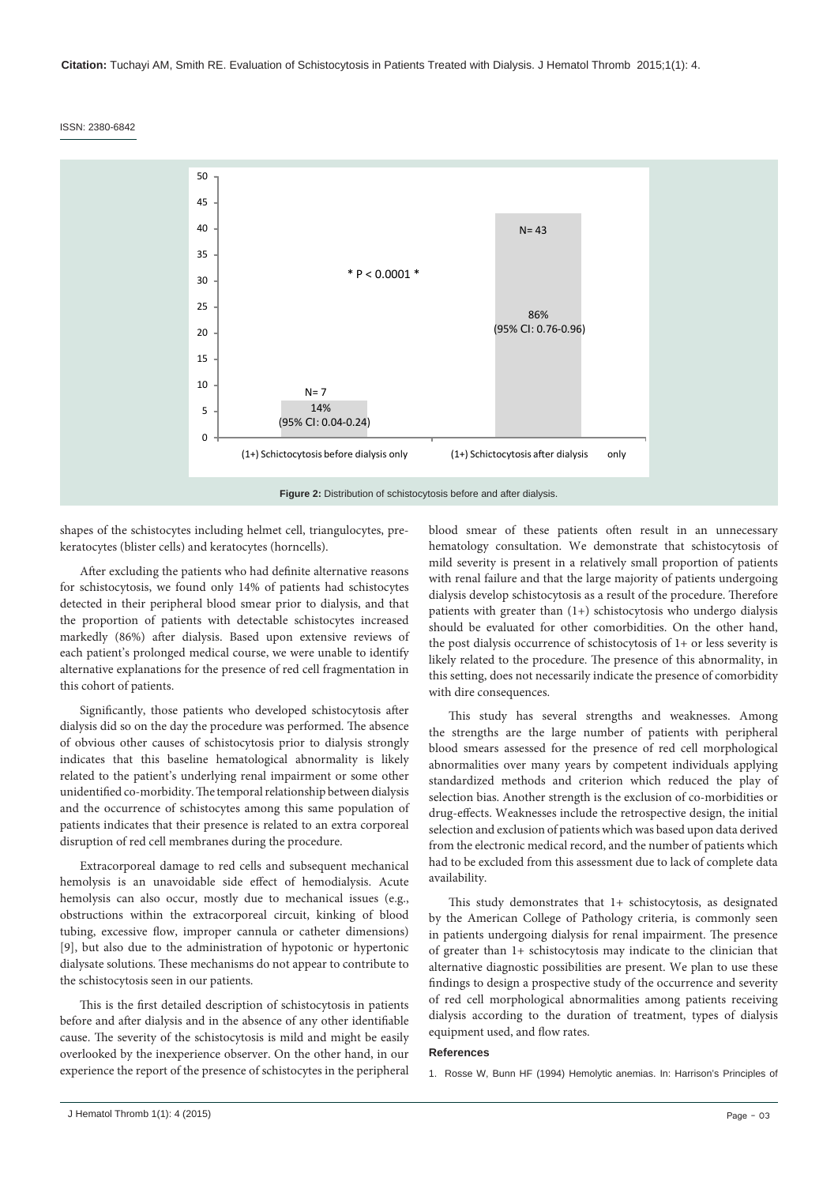**Figure 2:** Distribution of schistocytosis before and after dialysis.

shapes of the schistocytes including helmet cell, triangulocytes, pre-keratocytes (blister cells) and keratocytes (horncells).

After excluding the patients who had definite alternative reasons for schistocytosis, we found only 14% of patients had schistocytes detected in their peripheral blood smear prior to dialysis, and that the proportion of patients with detectable schistocytes increased markedly (86%) after dialysis. Based upon extensive reviews of each patient's prolonged medical course, we were unable to identify alternative explanations for the presence of red cell fragmentation in this cohort of patients.

Significantly, those patients who developed schistocytosis after dialysis did so on the day the procedure was performed. The absence of obvious other causes of schistocytosis prior to dialysis strongly indicates that this baseline hematological abnormality is likely related to the patient's underlying renal impairment or some other unidentified co-morbidity. The temporal relationship between dialysis and the occurrence of schistocytes among this same population of patients indicates that their presence is related to an extra corporeal disruption of red cell membranes during the procedure.

Extracorporeal damage to red cells and subsequent mechanical hemolysis is an unavoidable side effect of hemodialysis. Acute hemolysis can also occur, mostly due to mechanical issues (e.g., obstructions within the extracorporeal circuit, kinking of blood tubing, excessive flow, improper cannula or catheter dimensions) [9], but also due to the administration of hypotonic or hypertonic dialysate solutions. These mechanisms do not appear to contribute to the schistocytosis seen in our patients.

This is the first detailed description of schistocytosis in patients before and after dialysis and in the absence of any other identifiable cause. The severity of the schistocytosis is mild and might be easily overlooked by the inexperience observer. On the other hand, in our experience the report of the presence of schistocytes in the peripheral blood smear of these patients often result in an unnecessary hematology consultation. We demonstrate that schistocytosis of mild severity is present in a relatively small proportion of patients with renal failure and that the large majority of patients undergoing dialysis develop schistocytosis as a result of the procedure. Therefore patients with greater than (1+) schistocytosis who undergo dialysis should be evaluated for other comorbidities. On the other hand, the post dialysis occurrence of schistocytosis of 1+ or less severity is likely related to the procedure. The presence of this abnormality, in this setting, does not necessarily indicate the presence of comorbidity with dire consequences.

This study has several strengths and weaknesses. Among the strengths are the large number of patients with peripheral blood smears assessed for the presence of red cell morphological abnormalities over many years by competent individuals applying standardized methods and criterion which reduced the play of selection bias. Another strength is the exclusion of co-morbidities or drug-effects. Weaknesses include the retrospective design, the initial selection and exclusion of patients which was based upon data derived from the electronic medical record, and the number of patients which had to be excluded from this assessment due to lack of complete data availability.

This study demonstrates that 1+ schistocytosis, as designated by the American College of Pathology criteria, is commonly seen in patients undergoing dialysis for renal impairment. The presence of greater than 1+ schistocytosis may indicate to the clinician that alternative diagnostic possibilities are present. We plan to use these findings to design a prospective study of the occurrence and severity of red cell morphological abnormalities among patients receiving dialysis according to the duration of treatment, types of dialysis equipment used, and flow rates.

## References

1. Rosse W, Bunn HF (1994) Hemolytic anemias. In: Harrison's Principles of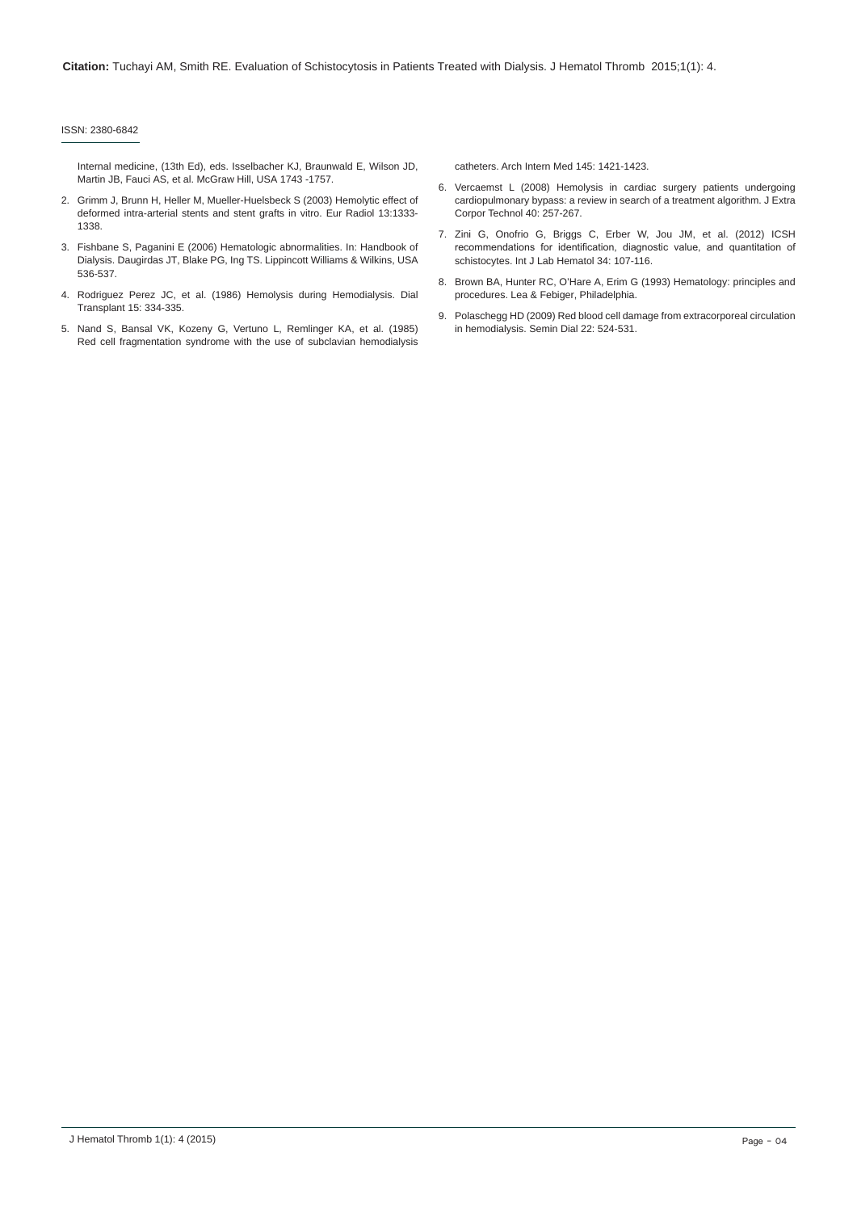Internal medicine, (13th Ed), eds. Isselbacher KJ, Braunwald E, Wilson JD, Martin JB, Fauci AS, et al. McGraw Hill, USA 1743 -1757.

2. Grimm J, Brunn H, Heller M, Mueller-Huelsbeck S (2003) Hemolytic effect of deformed intra-arterial stents and stent grafts in vitro. Eur Radiol 13:1333-1338.

3. Fishbane S, Paganini E (2006) Hematologic abnormalities. In: Handbook of Dialysis. Daugirdas JT, Blake PG, Ing TS. Lippincott Williams & Wilkins, USA 536-537.

4. Rodriguez Perez JC, et al. (1986) Hemolysis during Hemodialysis. Dial Transplant 15: 334-335.

5. Nand S, Bansal VK, Kozeny G, Vertuno L, Remlinger KA, et al. (1985) Red cell fragmentation syndrome with the use of subclavian hemodialysis catheters. Arch Intern Med 145: 1421-1423.

6. Vercaemst L (2008) Hemolysis in cardiac surgery patients undergoing cardiopulmonary bypass: a review in search of a treatment algorithm. J Extra Corpor Technol 40: 257-267.

7. Zini G, Onofrio G, Briggs C, Erber W, Jou JM, et al. (2012) ICSH recommendations for identification, diagnostic value, and quantitation of schistocytes. Int J Lab Hematol 34: 107-116.

8. Brown BA, Hunter RC, O'Hare A, Erim G (1993) Hematology: principles and procedures. Lea & Febiger, Philadelphia.

9. Polaschegg HD (2009) Red blood cell damage from extracorporeal circulation in hemodialysis. Semin Dial 22: 524-531.